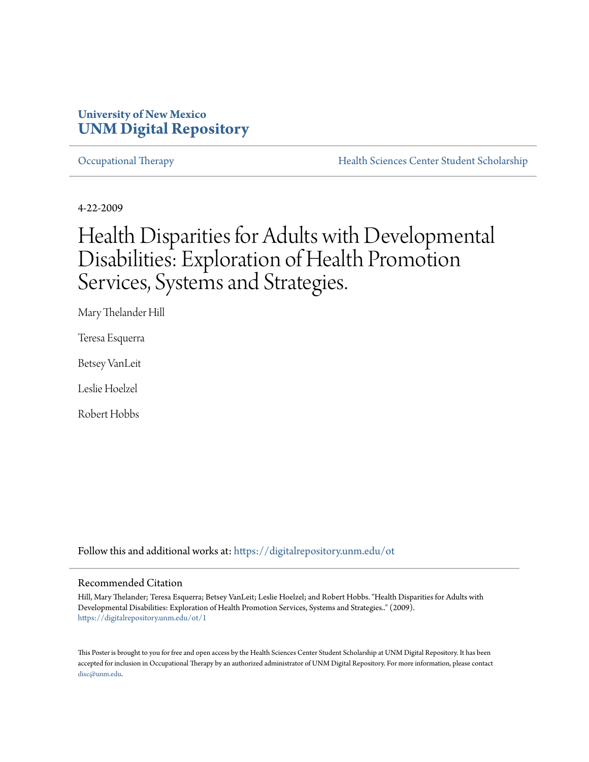University of New Mexico
**UNM Digital Repository**

Occupational Therapy | Health Sciences Center Student Scholarship

4-22-2009

# Health Disparities for Adults with Developmental Disabilities: Exploration of Health Promotion Services, Systems and Strategies.

Mary Thelander Hill

Teresa Esquerra

Betsey VanLeit

Leslie Hoelzel

Robert Hobbs

Follow this and additional works at: https://digitalrepository.unm.edu/ot

## Recommended Citation

Hill, Mary Thelander; Teresa Esquerra; Betsey VanLeit; Leslie Hoelzel; and Robert Hobbs. "Health Disparities for Adults with Developmental Disabilities: Exploration of Health Promotion Services, Systems and Strategies.." (2009). https://digitalrepository.unm.edu/ot/1

This Poster is brought to you for free and open access by the Health Sciences Center Student Scholarship at UNM Digital Repository. It has been accepted for inclusion in Occupational Therapy by an authorized administrator of UNM Digital Repository. For more information, please contact disc@unm.edu.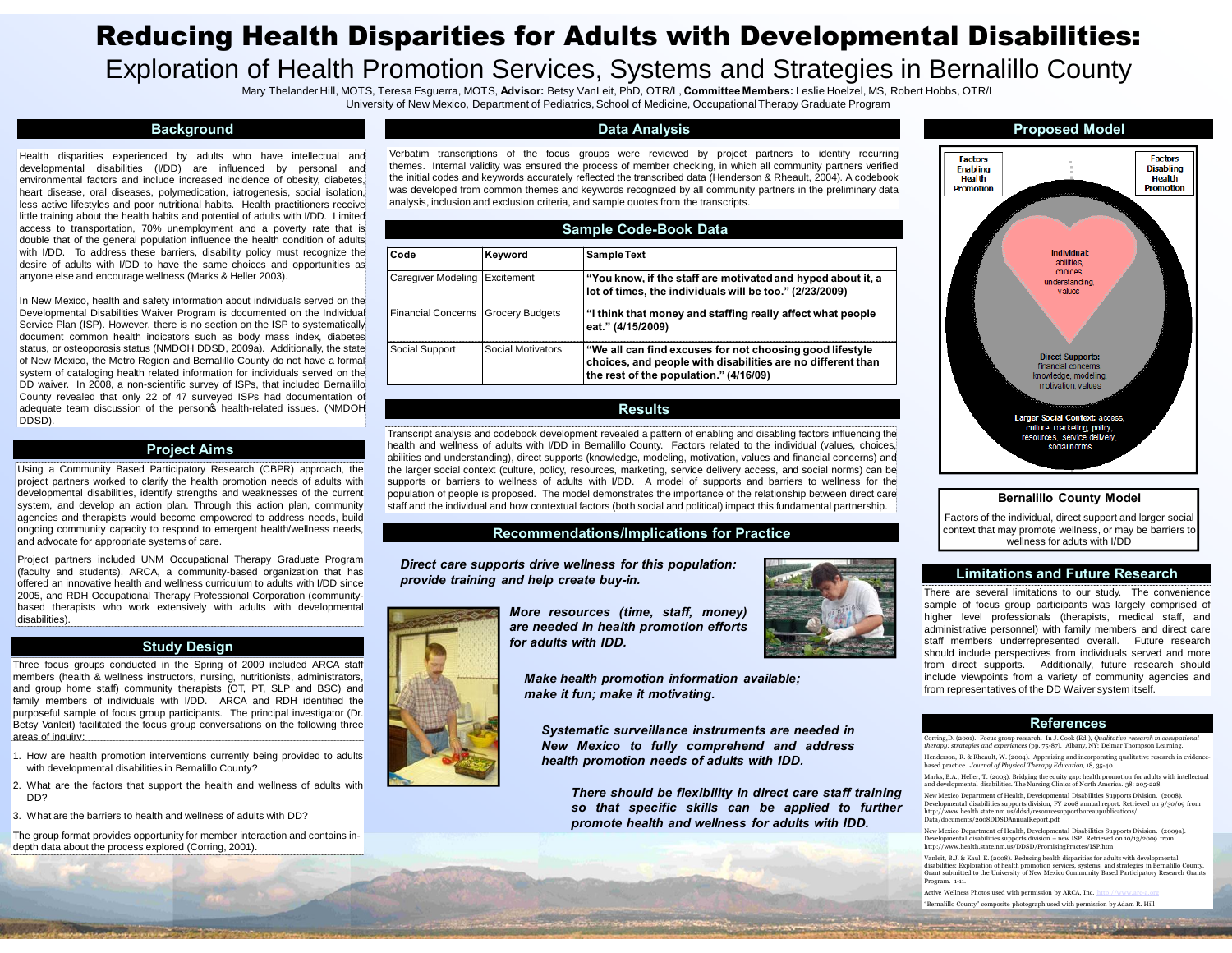# Reducing Health Disparities for Adults with Developmental Disabilities:

## Exploration of Health Promotion Services, Systems and Strategies in Bernalillo County

Mary Thelander Hill, MOTS, Teresa Esguerra, MOTS, **Advisor:** Betsy VanLeit, PhD, OTR/L, **Committee Members:** Leslie Hoelzel, MS, Robert Hobbs, OTR/L

University of New Mexico, Department of Pediatrics, School of Medicine, Occupational Therapy Graduate Program

## Background

Health disparities experienced by adults who have intellectual and developmental disabilities (I/DD) are influenced by personal and environmental factors and include increased incidence of obesity, diabetes, heart disease, oral diseases, polymedication, iatrogenesis, social isolation, less active lifestyles and poor nutritional habits. Health practitioners receive little training about the health habits and potential of adults with I/DD. Limited access to transportation, 70% unemployment and a poverty rate that is double that of the general population influence the health condition of adults with I/DD. To address these barriers, disability policy must recognize the desire of adults with I/DD to have the same choices and opportunities as anyone else and encourage wellness (Marks & Heller 2003).

In New Mexico, health and safety information about individuals served on the Developmental Disabilities Waiver Program is documented on the Individual Service Plan (ISP). However, there is no section on the ISP to systematically document common health indicators such as body mass index, diabetes status, or osteoporosis status (NMDOH DDSD, 2009a). Additionally, the state of New Mexico, the Metro Region and Bernalillo County do not have a formal system of cataloging health related information for individuals served on the DD waiver. In 2008, a non-scientific survey of ISPs, that included Bernalillo County revealed that only 22 of 47 surveyed ISPs had documentation of adequate team discussion of the person's health-related issues. (NMDOH DDSD).

## Project Aims

Using a Community Based Participatory Research (CBPR) approach, the project partners worked to clarify the health promotion needs of adults with developmental disabilities, identify strengths and weaknesses of the current system, and develop an action plan. Through this action plan, community agencies and therapists would become empowered to address needs, build ongoing community capacity to respond to emergent health/wellness needs, and advocate for appropriate systems of care.

Project partners included UNM Occupational Therapy Graduate Program (faculty and students), ARCA, a community-based organization that has offered an innovative health and wellness curriculum to adults with I/DD since 2005, and RDH Occupational Therapy Professional Corporation (community-based therapists who work extensively with adults with developmental disabilities).

## Study Design

Three focus groups conducted in the Spring of 2009 included ARCA staff members (health & wellness instructors, nursing, nutritionists, administrators, and group home staff) community therapists (OT, PT, SLP and BSC) and family members of individuals with I/DD. ARCA and RDH identified the purposeful sample of focus group participants. The principal investigator (Dr. Betsy Vanleit) facilitated the focus group conversations on the following three areas of inquiry:

1. How are health promotion interventions currently being provided to adults with developmental disabilities in Bernalillo County?
2. What are the factors that support the health and wellness of adults with DD?
3. What are the barriers to health and wellness of adults with DD?

The group format provides opportunity for member interaction and contains in-depth data about the process explored (Corring, 2001).

## Data Analysis

Verbatim transcriptions of the focus groups were reviewed by project partners to identify recurring themes. Internal validity was ensured the process of member checking, in which all community partners verified the initial codes and keywords accurately reflected the transcribed data (Henderson & Rheault, 2004). A codebook was developed from common themes and keywords recognized by all community partners in the preliminary data analysis, inclusion and exclusion criteria, and sample quotes from the transcripts.

## Sample Code-Book Data

| Code | Keyword | Sample Text |
|---|---|---|
| Caregiver Modeling | Excitement | **"You know, if the staff are motivated and hyped about it, a lot of times, the individuals will be too." (2/23/2009)** |
| Financial Concerns | Grocery Budgets | **"I think that money and staffing really affect what people eat." (4/15/2009)** |
| Social Support | Social Motivators | **"We all can find excuses for not choosing good lifestyle choices, and people with disabilities are no different than the rest of the population." (4/16/09)** |

## Results

Transcript analysis and codebook development revealed a pattern of enabling and disabling factors influencing the health and wellness of adults with I/DD in Bernalillo County. Factors related to the individual (values, choices, abilities and understanding), direct supports (knowledge, modeling, motivation, values and financial concerns) and the larger social context (culture, policy, resources, marketing, service delivery access, and social norms) can be supports or barriers to wellness of adults with I/DD. A model of supports and barriers to wellness for the population of people is proposed. The model demonstrates the importance of the relationship between direct care staff and the individual and how contextual factors (both social and political) impact this fundamental partnership.

## Recommendations/Implications for Practice

***Direct care supports drive wellness for this population: provide training and help create buy-in.***

***More resources (time, staff, money) are needed in health promotion efforts for adults with IDD.***

***Make health promotion information available; make it fun; make it motivating.***

***Systematic surveillance instruments are needed in New Mexico to fully comprehend and address health promotion needs of adults with IDD.***

***There should be flexibility in direct care staff training so that specific skills can be applied to further promote health and wellness for adults with IDD.***

## Proposed Model

Factors Enabling Health Promotion

Factors Disabling Health Promotion

**Individual:** abilities, choices, understanding, values

**Direct Supports:** financial concerns, knowledge, modeling, motivation, values

**Larger Social Context:** access, culture, marketing, policy, resources, service delivery, social norms

**Bernalillo County Model**

Factors of the individual, direct support and larger social context that may promote wellness, or may be barriers to wellness for adults with I/DD

## Limitations and Future Research

There are several limitations to our study. The convenience sample of focus group participants was largely comprised of higher level professionals (therapists, medical staff, and administrative personnel) with family members and direct care staff members underrepresented overall. Future research should include perspectives from individuals served and more from direct supports. Additionally, future research should include viewpoints from a variety of community agencies and from representatives of the DD Waiver system itself.

## References

Corring, D. (2001). Focus group research. In J. Cook (Ed.), *Qualitative research in occupational therapy: strategies and experiences* (pp. 75-87). Albany, NY: Delmar Thompson Learning.

Henderson, R. & Rheault, W. (2004). Appraising and incorporating qualitative research in evidence-based practice. *Journal of Physical Therapy Education*, 18, 35-40.

Marks, B.A., Heller, T. (2003). Bridging the equity gap: health promotion for adults with intellectual and developmental disabilities. The Nursing Clinics of North America. 38: 205-228.

New Mexico Department of Health, Developmental Disabilities Supports Division. (2008). Developmental disabilities supports division, FY 2008 annual report. Retrieved on 9/30/09 from http://www.health.state.nm.us/ddsd/resourcesupportbureaupublications/Data/documents/2008DDSDAnnualReport.pdf

New Mexico Department of Health, Developmental Disabilities Supports Division. (2009a). Developmental disabilities supports division – new ISP. Retrieved on 10/13/2009 from http://www.health.state.nm.us/DDSD/PromisingPractes/ISP.htm

Vanleit, B.J. & Kaul, E. (2008). Reducing health disparities for adults with developmental disabilities: Exploration of health promotion services, systems, and strategies in Bernalillo County. Grant submitted to the University of New Mexico Community Based Participatory Research Grants Program. 1-11.

Active Wellness Photos used with permission by ARCA, Inc. http://www.arca.org

"Bernalillo County" composite photograph used with permission by Adam R. Hill